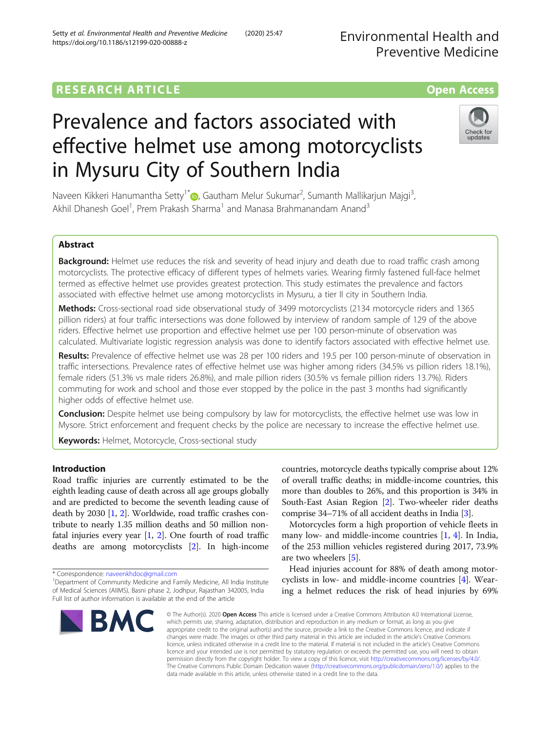RESEARCH ARTICLE

Open Access

# Prevalence and factors associated with effective helmet use among motorcyclists in Mysuru City of Southern India

Naveen Kikkeri Hanumantha Setty[1*], Gautham Melur Sukumar[2], Sumanth Mallikarjun Majgi[3], Akhil Dhanesh Goel[1], Prem Prakash Sharma[1] and Manasa Brahmanandam Anand[3]

## Abstract

**Background:** Helmet use reduces the risk and severity of head injury and death due to road traffic crash among motorcyclists. The protective efficacy of different types of helmets varies. Wearing firmly fastened full-face helmet termed as effective helmet use provides greatest protection. This study estimates the prevalence and factors associated with effective helmet use among motorcyclists in Mysuru, a tier II city in Southern India.

**Methods:** Cross-sectional road side observational study of 3499 motorcyclists (2134 motorcycle riders and 1365 pillion riders) at four traffic intersections was done followed by interview of random sample of 129 of the above riders. Effective helmet use proportion and effective helmet use per 100 person-minute of observation was calculated. Multivariate logistic regression analysis was done to identify factors associated with effective helmet use.

**Results:** Prevalence of effective helmet use was 28 per 100 riders and 19.5 per 100 person-minute of observation in traffic intersections. Prevalence rates of effective helmet use was higher among riders (34.5% vs pillion riders 18.1%), female riders (51.3% vs male riders 26.8%), and male pillion riders (30.5% vs female pillion riders 13.7%). Riders commuting for work and school and those ever stopped by the police in the past 3 months had significantly higher odds of effective helmet use.

**Conclusion:** Despite helmet use being compulsory by law for motorcyclists, the effective helmet use was low in Mysore. Strict enforcement and frequent checks by the police are necessary to increase the effective helmet use.

**Keywords:** Helmet, Motorcycle, Cross-sectional study

## Introduction

Road traffic injuries are currently estimated to be the eighth leading cause of death across all age groups globally and are predicted to become the seventh leading cause of death by 2030 [1, 2]. Worldwide, road traffic crashes contribute to nearly 1.35 million deaths and 50 million non-fatal injuries every year [1, 2]. One fourth of road traffic deaths are among motorcyclists [2]. In high-income countries, motorcycle deaths typically comprise about 12% of overall traffic deaths; in middle-income countries, this more than doubles to 26%, and this proportion is 34% in South-East Asian Region [2]. Two-wheeler rider deaths comprise 34–71% of all accident deaths in India [3].

Motorcycles form a high proportion of vehicle fleets in many low- and middle-income countries [1, 4]. In India, of the 253 million vehicles registered during 2017, 73.9% are two wheelers [5].

Head injuries account for 88% of death among motorcyclists in low- and middle-income countries [4]. Wearing a helmet reduces the risk of head injuries by 69%

* Correspondence: naveenkhdoc@gmail.com
[1]Department of Community Medicine and Family Medicine, All India Institute of Medical Sciences (AIIMS), Basni phase 2, Jodhpur, Rajasthan 342005, India
Full list of author information is available at the end of the article

© The Author(s). 2020 **Open Access** This article is licensed under a Creative Commons Attribution 4.0 International License, which permits use, sharing, adaptation, distribution and reproduction in any medium or format, as long as you give appropriate credit to the original author(s) and the source, provide a link to the Creative Commons licence, and indicate if changes were made. The images or other third party material in this article are included in the article's Creative Commons licence, unless indicated otherwise in a credit line to the material. If material is not included in the article's Creative Commons licence and your intended use is not permitted by statutory regulation or exceeds the permitted use, you will need to obtain permission directly from the copyright holder. To view a copy of this licence, visit http://creativecommons.org/licenses/by/4.0/. The Creative Commons Public Domain Dedication waiver (http://creativecommons.org/publicdomain/zero/1.0/) applies to the data made available in this article, unless otherwise stated in a credit line to the data.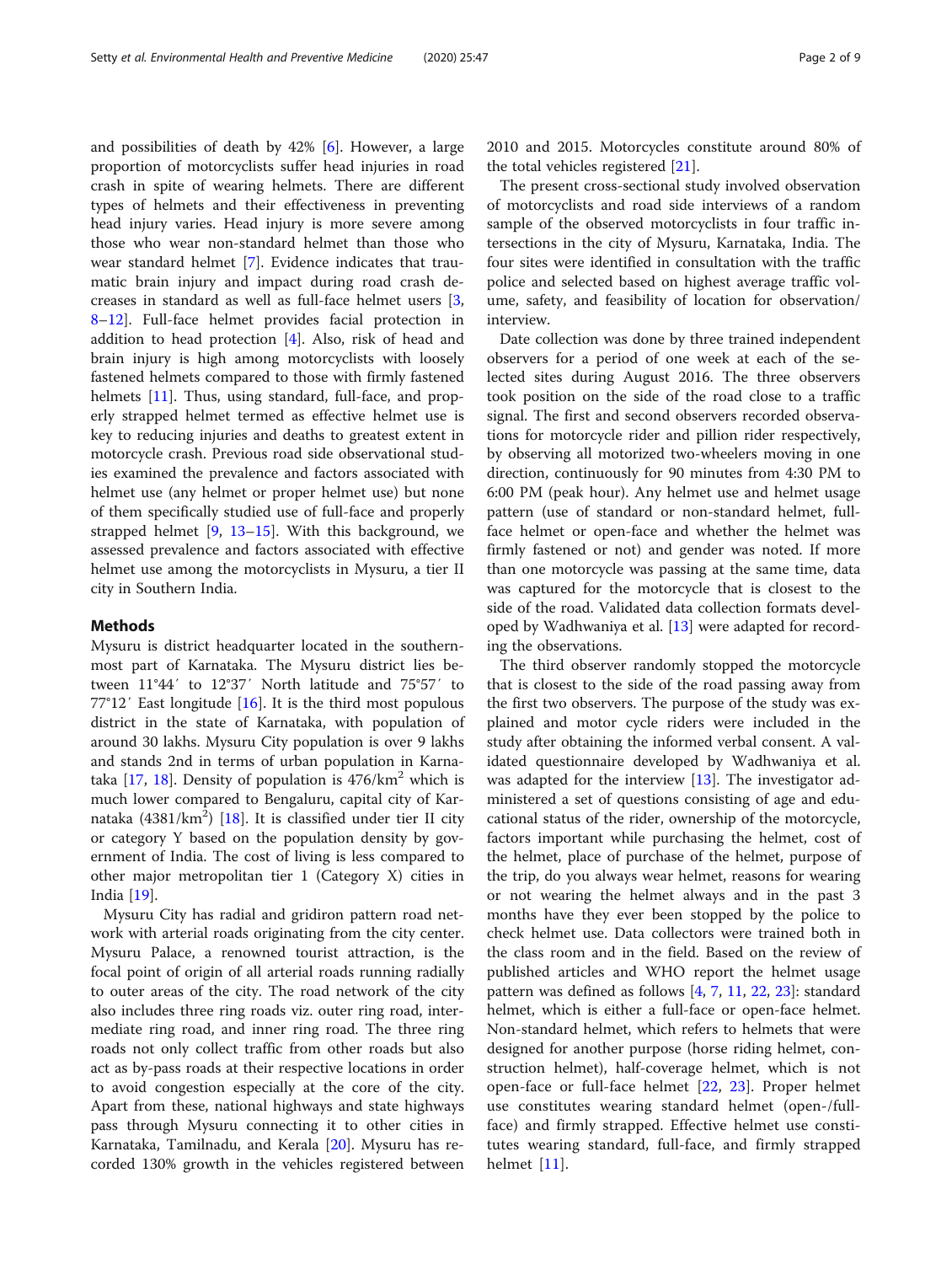and possibilities of death by 42% [6]. However, a large proportion of motorcyclists suffer head injuries in road crash in spite of wearing helmets. There are different types of helmets and their effectiveness in preventing head injury varies. Head injury is more severe among those who wear non-standard helmet than those who wear standard helmet [7]. Evidence indicates that traumatic brain injury and impact during road crash decreases in standard as well as full-face helmet users [3, 8–12]. Full-face helmet provides facial protection in addition to head protection [4]. Also, risk of head and brain injury is high among motorcyclists with loosely fastened helmets compared to those with firmly fastened helmets [11]. Thus, using standard, full-face, and properly strapped helmet termed as effective helmet use is key to reducing injuries and deaths to greatest extent in motorcycle crash. Previous road side observational studies examined the prevalence and factors associated with helmet use (any helmet or proper helmet use) but none of them specifically studied use of full-face and properly strapped helmet [9, 13–15]. With this background, we assessed prevalence and factors associated with effective helmet use among the motorcyclists in Mysuru, a tier II city in Southern India.

## Methods

Mysuru is district headquarter located in the southernmost part of Karnataka. The Mysuru district lies between 11°44′ to 12°37′ North latitude and 75°57′ to 77°12′ East longitude [16]. It is the third most populous district in the state of Karnataka, with population of around 30 lakhs. Mysuru City population is over 9 lakhs and stands 2nd in terms of urban population in Karnataka [17, 18]. Density of population is 476/km$^2$ which is much lower compared to Bengaluru, capital city of Karnataka (4381/km$^2$) [18]. It is classified under tier II city or category Y based on the population density by government of India. The cost of living is less compared to other major metropolitan tier 1 (Category X) cities in India [19].

Mysuru City has radial and gridiron pattern road network with arterial roads originating from the city center. Mysuru Palace, a renowned tourist attraction, is the focal point of origin of all arterial roads running radially to outer areas of the city. The road network of the city also includes three ring roads viz. outer ring road, intermediate ring road, and inner ring road. The three ring roads not only collect traffic from other roads but also act as by-pass roads at their respective locations in order to avoid congestion especially at the core of the city. Apart from these, national highways and state highways pass through Mysuru connecting it to other cities in Karnataka, Tamilnadu, and Kerala [20]. Mysuru has recorded 130% growth in the vehicles registered between 2010 and 2015. Motorcycles constitute around 80% of the total vehicles registered [21].

The present cross-sectional study involved observation of motorcyclists and road side interviews of a random sample of the observed motorcyclists in four traffic intersections in the city of Mysuru, Karnataka, India. The four sites were identified in consultation with the traffic police and selected based on highest average traffic volume, safety, and feasibility of location for observation/interview.

Date collection was done by three trained independent observers for a period of one week at each of the selected sites during August 2016. The three observers took position on the side of the road close to a traffic signal. The first and second observers recorded observations for motorcycle rider and pillion rider respectively, by observing all motorized two-wheelers moving in one direction, continuously for 90 minutes from 4:30 PM to 6:00 PM (peak hour). Any helmet use and helmet usage pattern (use of standard or non-standard helmet, full-face helmet or open-face and whether the helmet was firmly fastened or not) and gender was noted. If more than one motorcycle was passing at the same time, data was captured for the motorcycle that is closest to the side of the road. Validated data collection formats developed by Wadhwaniya et al. [13] were adapted for recording the observations.

The third observer randomly stopped the motorcycle that is closest to the side of the road passing away from the first two observers. The purpose of the study was explained and motor cycle riders were included in the study after obtaining the informed verbal consent. A validated questionnaire developed by Wadhwaniya et al. was adapted for the interview [13]. The investigator administered a set of questions consisting of age and educational status of the rider, ownership of the motorcycle, factors important while purchasing the helmet, cost of the helmet, place of purchase of the helmet, purpose of the trip, do you always wear helmet, reasons for wearing or not wearing the helmet always and in the past 3 months have they ever been stopped by the police to check helmet use. Data collectors were trained both in the class room and in the field. Based on the review of published articles and WHO report the helmet usage pattern was defined as follows [4, 7, 11, 22, 23]: standard helmet, which is either a full-face or open-face helmet. Non-standard helmet, which refers to helmets that were designed for another purpose (horse riding helmet, construction helmet), half-coverage helmet, which is not open-face or full-face helmet [22, 23]. Proper helmet use constitutes wearing standard helmet (open-/full-face) and firmly strapped. Effective helmet use constitutes wearing standard, full-face, and firmly strapped helmet [11].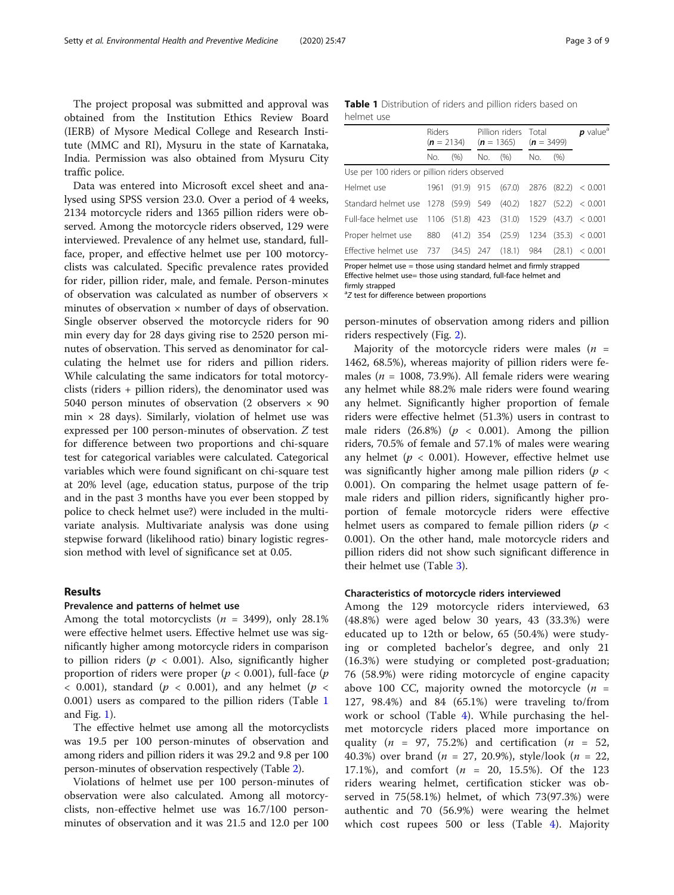The project proposal was submitted and approval was obtained from the Institution Ethics Review Board (IERB) of Mysore Medical College and Research Institute (MMC and RI), Mysuru in the state of Karnataka, India. Permission was also obtained from Mysuru City traffic police.

Data was entered into Microsoft excel sheet and analysed using SPSS version 23.0. Over a period of 4 weeks, 2134 motorcycle riders and 1365 pillion riders were observed. Among the motorcycle riders observed, 129 were interviewed. Prevalence of any helmet use, standard, full-face, proper, and effective helmet use per 100 motorcyclists was calculated. Specific prevalence rates provided for rider, pillion rider, male, and female. Person-minutes of observation was calculated as number of observers × minutes of observation × number of days of observation. Single observer observed the motorcycle riders for 90 min every day for 28 days giving rise to 2520 person minutes of observation. This served as denominator for calculating the helmet use for riders and pillion riders. While calculating the same indicators for total motorcyclists (riders + pillion riders), the denominator used was 5040 person minutes of observation (2 observers × 90 min × 28 days). Similarly, violation of helmet use was expressed per 100 person-minutes of observation. *Z* test for difference between two proportions and chi-square test for categorical variables were calculated. Categorical variables which were found significant on chi-square test at 20% level (age, education status, purpose of the trip and in the past 3 months have you ever been stopped by police to check helmet use?) were included in the multivariate analysis. Multivariate analysis was done using stepwise forward (likelihood ratio) binary logistic regression method with level of significance set at 0.05.

## Results

### Prevalence and patterns of helmet use

Among the total motorcyclists ($n$ = 3499), only 28.1% were effective helmet users. Effective helmet use was significantly higher among motorcycle riders in comparison to pillion riders ($p$ < 0.001). Also, significantly higher proportion of riders were proper ($p$ < 0.001), full-face ($p$ < 0.001), standard ($p$ < 0.001), and any helmet ($p$ < 0.001) users as compared to the pillion riders (Table 1 and Fig. 1).

The effective helmet use among all the motorcyclists was 19.5 per 100 person-minutes of observation and among riders and pillion riders it was 29.2 and 9.8 per 100 person-minutes of observation respectively (Table 2).

Violations of helmet use per 100 person-minutes of observation were also calculated. Among all motorcyclists, non-effective helmet use was 16.7/100 person-minutes of observation and it was 21.5 and 12.0 per 100 person-minutes of observation among riders and pillion riders respectively (Fig. 2).

**Table 1** Distribution of riders and pillion riders based on helmet use

| | Riders (**n** = 2134) | | Pillion riders (**n** = 1365) | | Total (**n** = 3499) | | **p** value[a] |
|---|---|---|---|---|---|---|---|
| | No. | (%) | No. | (%) | No. | (%) | |
| Use per 100 riders or pillion riders observed | | | | | | | |
| Helmet use | 1961 | (91.9) | 915 | (67.0) | 2876 | (82.2) | < 0.001 |
| Standard helmet use | 1278 | (59.9) | 549 | (40.2) | 1827 | (52.2) | < 0.001 |
| Full-face helmet use | 1106 | (51.8) | 423 | (31.0) | 1529 | (43.7) | < 0.001 |
| Proper helmet use | 880 | (41.2) | 354 | (25.9) | 1234 | (35.3) | < 0.001 |
| Effective helmet use | 737 | (34.5) | 247 | (18.1) | 984 | (28.1) | < 0.001 |

Proper helmet use = those using standard helmet and firmly strapped
Effective helmet use= those using standard, full-face helmet and firmly strapped
[a]*Z* test for difference between proportions

Majority of the motorcycle riders were males ($n$ = 1462, 68.5%), whereas majority of pillion riders were females ($n$ = 1008, 73.9%). All female riders were wearing any helmet while 88.2% male riders were found wearing any helmet. Significantly higher proportion of female riders were effective helmet (51.3%) users in contrast to male riders (26.8%) ($p$ < 0.001). Among the pillion riders, 70.5% of female and 57.1% of males were wearing any helmet ($p$ < 0.001). However, effective helmet use was significantly higher among male pillion riders ($p$ < 0.001). On comparing the helmet usage pattern of female riders and pillion riders, significantly higher proportion of female motorcycle riders were effective helmet users as compared to female pillion riders ($p$ < 0.001). On the other hand, male motorcycle riders and pillion riders did not show such significant difference in their helmet use (Table 3).

### Characteristics of motorcycle riders interviewed

Among the 129 motorcycle riders interviewed, 63 (48.8%) were aged below 30 years, 43 (33.3%) were educated up to 12th or below, 65 (50.4%) were studying or completed bachelor's degree, and only 21 (16.3%) were studying or completed post-graduation; 76 (58.9%) were riding motorcycle of engine capacity above 100 CC, majority owned the motorcycle ($n$ = 127, 98.4%) and 84 (65.1%) were traveling to/from work or school (Table 4). While purchasing the helmet motorcycle riders placed more importance on quality ($n$ = 97, 75.2%) and certification ($n$ = 52, 40.3%) over brand ($n$ = 27, 20.9%), style/look ($n$ = 22, 17.1%), and comfort ($n$ = 20, 15.5%). Of the 123 riders wearing helmet, certification sticker was observed in 75(58.1%) helmet, of which 73(97.3%) were authentic and 70 (56.9%) were wearing the helmet which cost rupees 500 or less (Table 4). Majority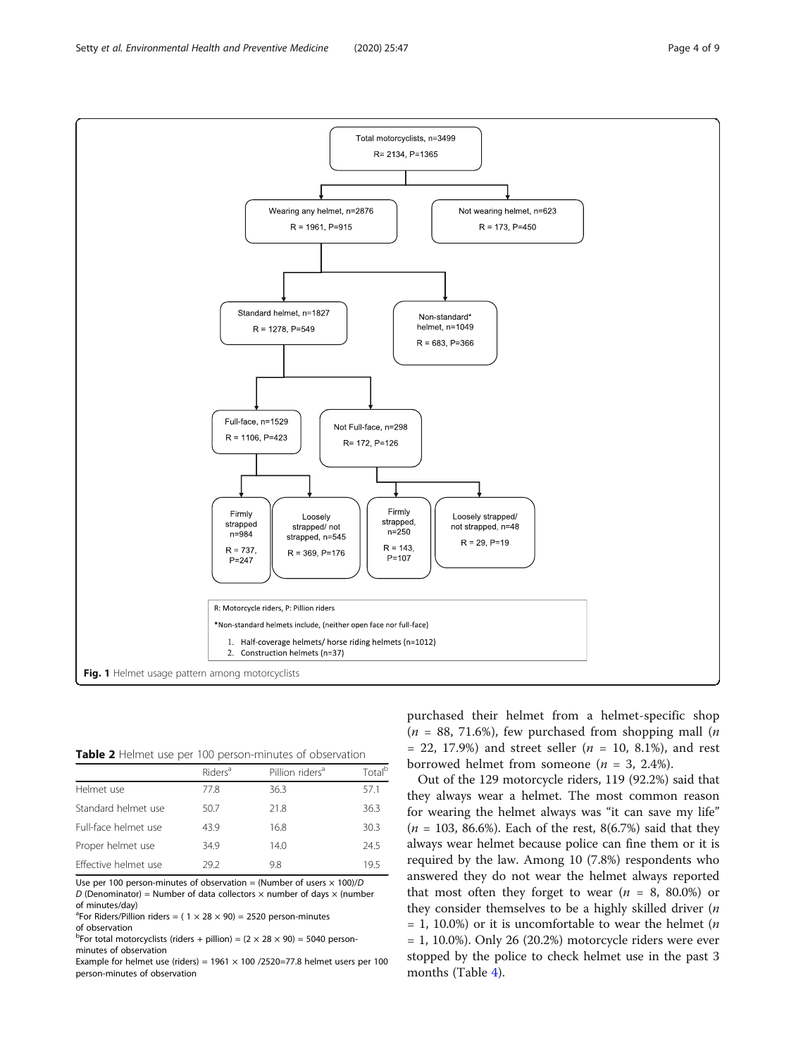Total motorcyclists, n=3499
R= 2134, P=1365

Wearing any helmet, n=2876
R = 1961, P=915

Not wearing helmet, n=623
R = 173, P=450

Standard helmet, n=1827
R = 1278, P=549

Non-standard* helmet, n=1049
R = 683, P=366

Full-face, n=1529
R = 1106, P=423

Not Full-face, n=298
R= 172, P=126

Firmly strapped n=984
R = 737, P=247

Loosely strapped/ not strapped, n=545
R = 369, P=176

Firmly strapped, n=250
R = 143, P=107

Loosely strapped/ not strapped, n=48
R = 29, P=19

R: Motorcycle riders, P: Pillion riders

*Non-standard helmets include, (neither open face nor full-face)

1. Half-coverage helmets/ horse riding helmets (n=1012)
2. Construction helmets (n=37)

**Fig. 1** Helmet usage pattern among motorcyclists

**Table 2** Helmet use per 100 person-minutes of observation

| | Riders[a] | Pillion riders[a] | Total[b] |
|---|---|---|---|
| Helmet use | 77.8 | 36.3 | 57.1 |
| Standard helmet use | 50.7 | 21.8 | 36.3 |
| Full-face helmet use | 43.9 | 16.8 | 30.3 |
| Proper helmet use | 34.9 | 14.0 | 24.5 |
| Effective helmet use | 29.2 | 9.8 | 19.5 |

Use per 100 person-minutes of observation = (Number of users × 100)/*D*
*D* (Denominator) = Number of data collectors × number of days × (number of minutes/day)
[a]For Riders/Pillion riders = ( 1 × 28 × 90) = 2520 person-minutes of observation
[b]For total motorcyclists (riders + pillion) = (2 × 28 × 90) = 5040 person-minutes of observation
Example for helmet use (riders) = 1961 × 100 /2520=77.8 helmet users per 100 person-minutes of observation

purchased their helmet from a helmet-specific shop ($n$ = 88, 71.6%), few purchased from shopping mall ($n$ = 22, 17.9%) and street seller ($n$ = 10, 8.1%), and rest borrowed helmet from someone ($n$ = 3, 2.4%).

Out of the 129 motorcycle riders, 119 (92.2%) said that they always wear a helmet. The most common reason for wearing the helmet always was "it can save my life" ($n$ = 103, 86.6%). Each of the rest, 8(6.7%) said that they always wear helmet because police can fine them or it is required by the law. Among 10 (7.8%) respondents who answered they do not wear the helmet always reported that most often they forget to wear ($n$ = 8, 80.0%) or they consider themselves to be a highly skilled driver ($n$ = 1, 10.0%) or it is uncomfortable to wear the helmet ($n$ = 1, 10.0%). Only 26 (20.2%) motorcycle riders were ever stopped by the police to check helmet use in the past 3 months (Table 4).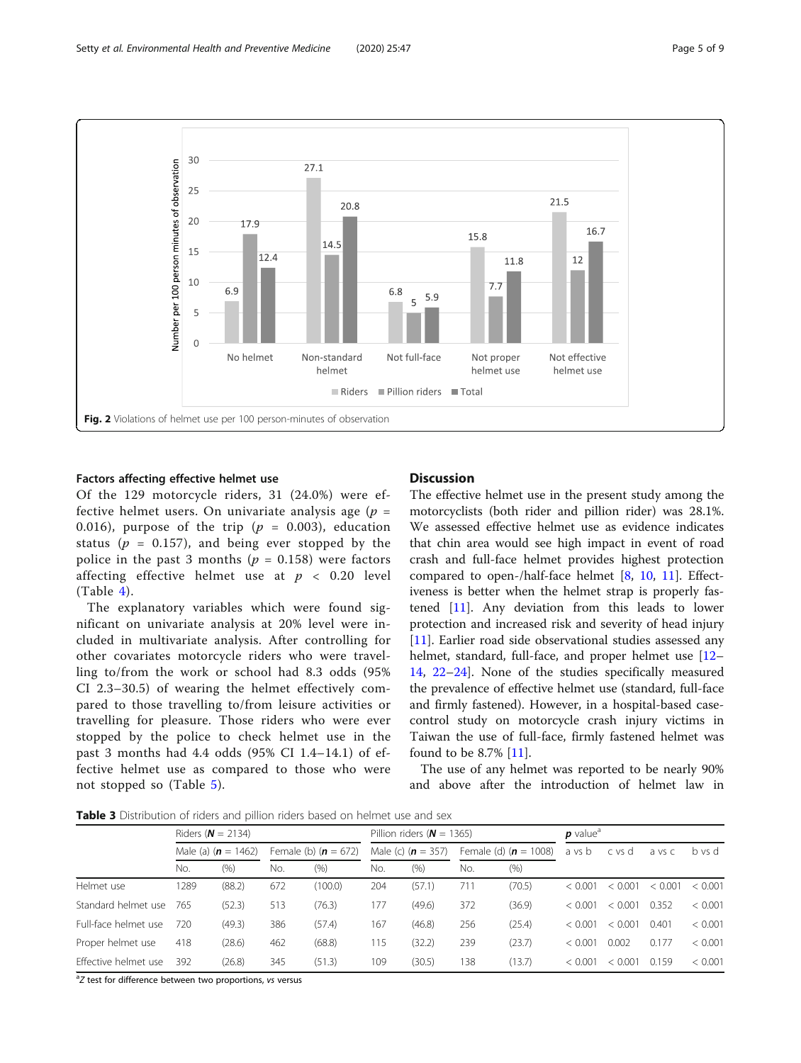Fig. 2 Violations of helmet use per 100 person-minutes of observation

### Factors affecting effective helmet use

Of the 129 motorcycle riders, 31 (24.0%) were effective helmet users. On univariate analysis age ($p$ = 0.016), purpose of the trip ($p$ = 0.003), education status ($p$ = 0.157), and being ever stopped by the police in the past 3 months ($p$ = 0.158) were factors affecting effective helmet use at $p$ < 0.20 level (Table 4).

The explanatory variables which were found significant on univariate analysis at 20% level were included in multivariate analysis. After controlling for other covariates motorcycle riders who were travelling to/from the work or school had 8.3 odds (95% CI 2.3–30.5) of wearing the helmet effectively compared to those travelling to/from leisure activities or travelling for pleasure. Those riders who were ever stopped by the police to check helmet use in the past 3 months had 4.4 odds (95% CI 1.4–14.1) of effective helmet use as compared to those who were not stopped so (Table 5).

## Discussion

The effective helmet use in the present study among the motorcyclists (both rider and pillion rider) was 28.1%. We assessed effective helmet use as evidence indicates that chin area would see high impact in event of road crash and full-face helmet provides highest protection compared to open-/half-face helmet [8, 10, 11]. Effectiveness is better when the helmet strap is properly fastened [11]. Any deviation from this leads to lower protection and increased risk and severity of head injury [11]. Earlier road side observational studies assessed any helmet, standard, full-face, and proper helmet use [12–14, 22–24]. None of the studies specifically measured the prevalence of effective helmet use (standard, full-face and firmly fastened). However, in a hospital-based case-control study on motorcycle crash injury victims in Taiwan the use of full-face, firmly fastened helmet was found to be 8.7% [11].

The use of any helmet was reported to be nearly 90% and above after the introduction of helmet law in

**Table 3** Distribution of riders and pillion riders based on helmet use and sex

| | Riders (**N** = 2134) | | | | Pillion riders (**N** = 1365) | | | | **p** value[a] | | | |
|---|---|---|---|---|---|---|---|---|---|---|---|---|
| | Male (a) (**n** = 1462) | | Female (b) (**n** = 672) | | Male (c) (**n** = 357) | | Female (d) (**n** = 1008) | | a vs b | c vs d | a vs c | b vs d |
| | No. | (%) | No. | (%) | No. | (%) | No. | (%) | | | | |
| Helmet use | 1289 | (88.2) | 672 | (100.0) | 204 | (57.1) | 711 | (70.5) | < 0.001 | < 0.001 | < 0.001 | < 0.001 |
| Standard helmet use | 765 | (52.3) | 513 | (76.3) | 177 | (49.6) | 372 | (36.9) | < 0.001 | < 0.001 | 0.352 | < 0.001 |
| Full-face helmet use | 720 | (49.3) | 386 | (57.4) | 167 | (46.8) | 256 | (25.4) | < 0.001 | < 0.001 | 0.401 | < 0.001 |
| Proper helmet use | 418 | (28.6) | 462 | (68.8) | 115 | (32.2) | 239 | (23.7) | < 0.001 | 0.002 | 0.177 | < 0.001 |
| Effective helmet use | 392 | (26.8) | 345 | (51.3) | 109 | (30.5) | 138 | (13.7) | < 0.001 | < 0.001 | 0.159 | < 0.001 |

[a] $Z$ test for difference between two proportions, *vs* versus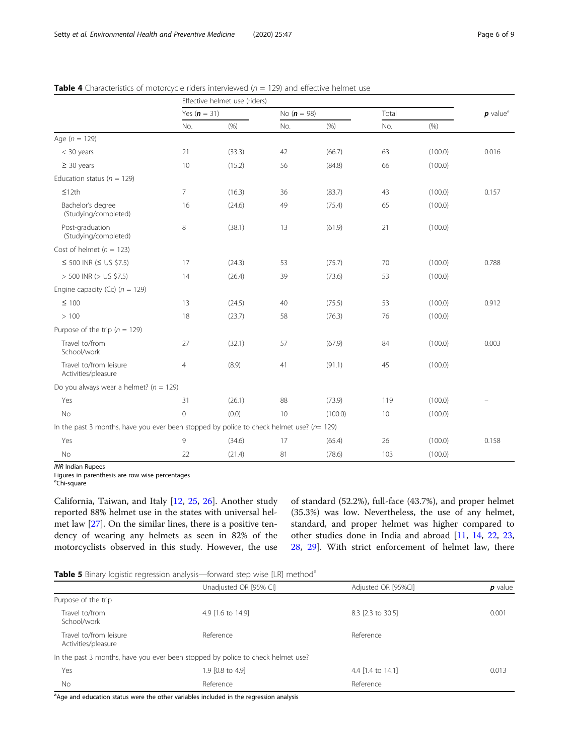**Table 4** Characteristics of motorcycle riders interviewed ($n$ = 129) and effective helmet use

| | Effective helmet use (riders) | | | | | | $p$ value[a] |
|---|---|---|---|---|---|---|---|
| | Yes ($n$ = 31) | | No ($n$ = 98) | | Total | | |
| | No. | (%) | No. | (%) | No. | (%) | |
| Age ($n$ = 129) | | | | | | | |
| < 30 years | 21 | (33.3) | 42 | (66.7) | 63 | (100.0) | 0.016 |
| ≥ 30 years | 10 | (15.2) | 56 | (84.8) | 66 | (100.0) | |
| Education status ($n$ = 129) | | | | | | | |
| ≤12th | 7 | (16.3) | 36 | (83.7) | 43 | (100.0) | 0.157 |
| Bachelor's degree (Studying/completed) | 16 | (24.6) | 49 | (75.4) | 65 | (100.0) | |
| Post-graduation (Studying/completed) | 8 | (38.1) | 13 | (61.9) | 21 | (100.0) | |
| Cost of helmet ($n$ = 123) | | | | | | | |
| ≤ 500 INR (≤ US $7.5) | 17 | (24.3) | 53 | (75.7) | 70 | (100.0) | 0.788 |
| > 500 INR (> US $7.5) | 14 | (26.4) | 39 | (73.6) | 53 | (100.0) | |
| Engine capacity (Cc) ($n$ = 129) | | | | | | | |
| ≤ 100 | 13 | (24.5) | 40 | (75.5) | 53 | (100.0) | 0.912 |
| > 100 | 18 | (23.7) | 58 | (76.3) | 76 | (100.0) | |
| Purpose of the trip ($n$ = 129) | | | | | | | |
| Travel to/from School/work | 27 | (32.1) | 57 | (67.9) | 84 | (100.0) | 0.003 |
| Travel to/from leisure Activities/pleasure | 4 | (8.9) | 41 | (91.1) | 45 | (100.0) | |
| Do you always wear a helmet? ($n$ = 129) | | | | | | | |
| Yes | 31 | (26.1) | 88 | (73.9) | 119 | (100.0) | – |
| No | 0 | (0.0) | 10 | (100.0) | 10 | (100.0) | |
| In the past 3 months, have you ever been stopped by police to check helmet use? ($n$= 129) | | | | | | | |
| Yes | 9 | (34.6) | 17 | (65.4) | 26 | (100.0) | 0.158 |
| No | 22 | (21.4) | 81 | (78.6) | 103 | (100.0) | |

*INR* Indian Rupees
Figures in parenthesis are row wise percentages
[a]Chi-square

California, Taiwan, and Italy [12, 25, 26]. Another study reported 88% helmet use in the states with universal helmet law [27]. On the similar lines, there is a positive tendency of wearing any helmets as seen in 82% of the motorcyclists observed in this study. However, the use of standard (52.2%), full-face (43.7%), and proper helmet (35.3%) was low. Nevertheless, the use of any helmet, standard, and proper helmet was higher compared to other studies done in India and abroad [11, 14, 22, 23, 28, 29]. With strict enforcement of helmet law, there

**Table 5** Binary logistic regression analysis—forward step wise [LR] method[a]

| | Unadjusted OR [95% CI] | Adjusted OR [95%CI] | $p$ value |
|---|---|---|---|
| Purpose of the trip | | | |
| Travel to/from School/work | 4.9 [1.6 to 14.9] | 8.3 [2.3 to 30.5] | 0.001 |
| Travel to/from leisure Activities/pleasure | Reference | Reference | |
| In the past 3 months, have you ever been stopped by police to check helmet use? | | | |
| Yes | 1.9 [0.8 to 4.9] | 4.4 [1.4 to 14.1] | 0.013 |
| No | Reference | Reference | |

[a]Age and education status were the other variables included in the regression analysis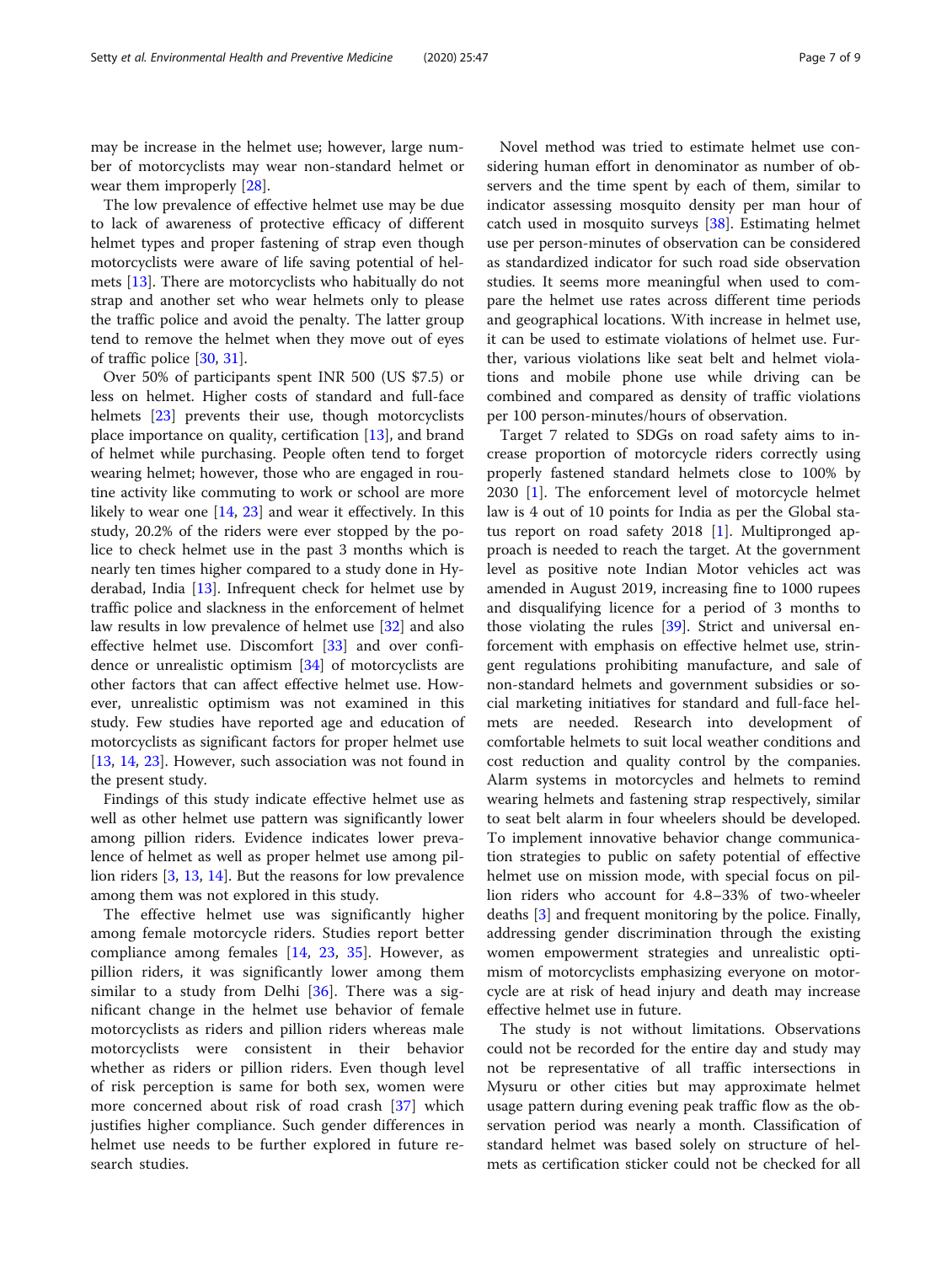may be increase in the helmet use; however, large number of motorcyclists may wear non-standard helmet or wear them improperly [28].

The low prevalence of effective helmet use may be due to lack of awareness of protective efficacy of different helmet types and proper fastening of strap even though motorcyclists were aware of life saving potential of helmets [13]. There are motorcyclists who habitually do not strap and another set who wear helmets only to please the traffic police and avoid the penalty. The latter group tend to remove the helmet when they move out of eyes of traffic police [30, 31].

Over 50% of participants spent INR 500 (US $7.5) or less on helmet. Higher costs of standard and full-face helmets [23] prevents their use, though motorcyclists place importance on quality, certification [13], and brand of helmet while purchasing. People often tend to forget wearing helmet; however, those who are engaged in routine activity like commuting to work or school are more likely to wear one [14, 23] and wear it effectively. In this study, 20.2% of the riders were ever stopped by the police to check helmet use in the past 3 months which is nearly ten times higher compared to a study done in Hyderabad, India [13]. Infrequent check for helmet use by traffic police and slackness in the enforcement of helmet law results in low prevalence of helmet use [32] and also effective helmet use. Discomfort [33] and over confidence or unrealistic optimism [34] of motorcyclists are other factors that can affect effective helmet use. However, unrealistic optimism was not examined in this study. Few studies have reported age and education of motorcyclists as significant factors for proper helmet use [13, 14, 23]. However, such association was not found in the present study.

Findings of this study indicate effective helmet use as well as other helmet use pattern was significantly lower among pillion riders. Evidence indicates lower prevalence of helmet as well as proper helmet use among pillion riders [3, 13, 14]. But the reasons for low prevalence among them was not explored in this study.

The effective helmet use was significantly higher among female motorcycle riders. Studies report better compliance among females [14, 23, 35]. However, as pillion riders, it was significantly lower among them similar to a study from Delhi [36]. There was a significant change in the helmet use behavior of female motorcyclists as riders and pillion riders whereas male motorcyclists were consistent in their behavior whether as riders or pillion riders. Even though level of risk perception is same for both sex, women were more concerned about risk of road crash [37] which justifies higher compliance. Such gender differences in helmet use needs to be further explored in future research studies.

Novel method was tried to estimate helmet use considering human effort in denominator as number of observers and the time spent by each of them, similar to indicator assessing mosquito density per man hour of catch used in mosquito surveys [38]. Estimating helmet use per person-minutes of observation can be considered as standardized indicator for such road side observation studies. It seems more meaningful when used to compare the helmet use rates across different time periods and geographical locations. With increase in helmet use, it can be used to estimate violations of helmet use. Further, various violations like seat belt and helmet violations and mobile phone use while driving can be combined and compared as density of traffic violations per 100 person-minutes/hours of observation.

Target 7 related to SDGs on road safety aims to increase proportion of motorcycle riders correctly using properly fastened standard helmets close to 100% by 2030 [1]. The enforcement level of motorcycle helmet law is 4 out of 10 points for India as per the Global status report on road safety 2018 [1]. Multipronged approach is needed to reach the target. At the government level as positive note Indian Motor vehicles act was amended in August 2019, increasing fine to 1000 rupees and disqualifying licence for a period of 3 months to those violating the rules [39]. Strict and universal enforcement with emphasis on effective helmet use, stringent regulations prohibiting manufacture, and sale of non-standard helmets and government subsidies or social marketing initiatives for standard and full-face helmets are needed. Research into development of comfortable helmets to suit local weather conditions and cost reduction and quality control by the companies. Alarm systems in motorcycles and helmets to remind wearing helmets and fastening strap respectively, similar to seat belt alarm in four wheelers should be developed. To implement innovative behavior change communication strategies to public on safety potential of effective helmet use on mission mode, with special focus on pillion riders who account for 4.8–33% of two-wheeler deaths [3] and frequent monitoring by the police. Finally, addressing gender discrimination through the existing women empowerment strategies and unrealistic optimism of motorcyclists emphasizing everyone on motorcycle are at risk of head injury and death may increase effective helmet use in future.

The study is not without limitations. Observations could not be recorded for the entire day and study may not be representative of all traffic intersections in Mysuru or other cities but may approximate helmet usage pattern during evening peak traffic flow as the observation period was nearly a month. Classification of standard helmet was based solely on structure of helmets as certification sticker could not be checked for all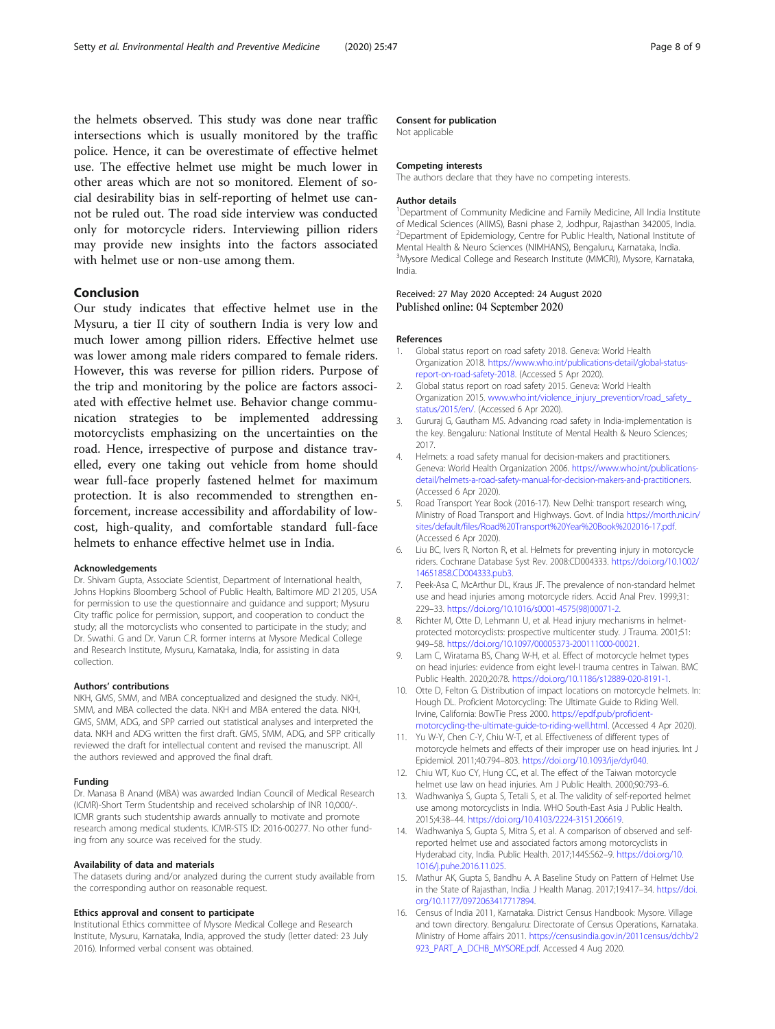the helmets observed. This study was done near traffic intersections which is usually monitored by the traffic police. Hence, it can be overestimate of effective helmet use. The effective helmet use might be much lower in other areas which are not so monitored. Element of social desirability bias in self-reporting of helmet use cannot be ruled out. The road side interview was conducted only for motorcycle riders. Interviewing pillion riders may provide new insights into the factors associated with helmet use or non-use among them.

## Conclusion

Our study indicates that effective helmet use in the Mysuru, a tier II city of southern India is very low and much lower among pillion riders. Effective helmet use was lower among male riders compared to female riders. However, this was reverse for pillion riders. Purpose of the trip and monitoring by the police are factors associated with effective helmet use. Behavior change communication strategies to be implemented addressing motorcyclists emphasizing on the uncertainties on the road. Hence, irrespective of purpose and distance travelled, every one taking out vehicle from home should wear full-face properly fastened helmet for maximum protection. It is also recommended to strengthen enforcement, increase accessibility and affordability of low-cost, high-quality, and comfortable standard full-face helmets to enhance effective helmet use in India.

#### Acknowledgements

Dr. Shivam Gupta, Associate Scientist, Department of International health, Johns Hopkins Bloomberg School of Public Health, Baltimore MD 21205, USA for permission to use the questionnaire and guidance and support; Mysuru City traffic police for permission, support, and cooperation to conduct the study; all the motorcyclists who consented to participate in the study; and Dr. Swathi. G and Dr. Varun C.R. former interns at Mysore Medical College and Research Institute, Mysuru, Karnataka, India, for assisting in data collection.

#### Authors' contributions

NKH, GMS, SMM, and MBA conceptualized and designed the study. NKH, SMM, and MBA collected the data. NKH and MBA entered the data. NKH, GMS, SMM, ADG, and SPP carried out statistical analyses and interpreted the data. NKH and ADG written the first draft. GMS, SMM, ADG, and SPP critically reviewed the draft for intellectual content and revised the manuscript. All the authors reviewed and approved the final draft.

#### Funding

Dr. Manasa B Anand (MBA) was awarded Indian Council of Medical Research (ICMR)-Short Term Studentship and received scholarship of INR 10,000/-. ICMR grants such studentship awards annually to motivate and promote research among medical students. ICMR-STS ID: 2016-00277. No other funding from any source was received for the study.

#### Availability of data and materials

The datasets during and/or analyzed during the current study available from the corresponding author on reasonable request.

#### Ethics approval and consent to participate

Institutional Ethics committee of Mysore Medical College and Research Institute, Mysuru, Karnataka, India, approved the study (letter dated: 23 July 2016). Informed verbal consent was obtained.

#### Consent for publication

Not applicable

#### Competing interests

The authors declare that they have no competing interests.

#### Author details

[1]Department of Community Medicine and Family Medicine, All India Institute of Medical Sciences (AIIMS), Basni phase 2, Jodhpur, Rajasthan 342005, India. [2]Department of Epidemiology, Centre for Public Health, National Institute of Mental Health & Neuro Sciences (NIMHANS), Bengaluru, Karnataka, India. [3]Mysore Medical College and Research Institute (MMCRI), Mysore, Karnataka, India.

Received: 27 May 2020 Accepted: 24 August 2020
Published online: 04 September 2020

#### References

1. Global status report on road safety 2018. Geneva: World Health Organization 2018. https://www.who.int/publications-detail/global-status-report-on-road-safety-2018. (Accessed 5 Apr 2020).
2. Global status report on road safety 2015. Geneva: World Health Organization 2015. www.who.int/violence_injury_prevention/road_safety_status/2015/en/. (Accessed 6 Apr 2020).
3. Gururaj G, Gautham MS. Advancing road safety in India-implementation is the key. Bengaluru: National Institute of Mental Health & Neuro Sciences; 2017.
4. Helmets: a road safety manual for decision-makers and practitioners. Geneva: World Health Organization 2006. https://www.who.int/publications-detail/helmets-a-road-safety-manual-for-decision-makers-and-practitioners. (Accessed 6 Apr 2020).
5. Road Transport Year Book (2016-17). New Delhi: transport research wing, Ministry of Road Transport and Highways. Govt. of India https://morth.nic.in/sites/default/files/Road%20Transport%20Year%20Book%202016-17.pdf. (Accessed 6 Apr 2020).
6. Liu BC, Ivers R, Norton R, et al. Helmets for preventing injury in motorcycle riders. Cochrane Database Syst Rev. 2008:CD004333. https://doi.org/10.1002/14651858.CD004333.pub3.
7. Peek-Asa C, McArthur DL, Kraus JF. The prevalence of non-standard helmet use and head injuries among motorcycle riders. Accid Anal Prev. 1999;31:229–33. https://doi.org/10.1016/s0001-4575(98)00071-2.
8. Richter M, Otte D, Lehmann U, et al. Head injury mechanisms in helmet-protected motorcyclists: prospective multicenter study. J Trauma. 2001;51:949–58. https://doi.org/10.1097/00005373-200111000-00021.
9. Lam C, Wiratama BS, Chang W-H, et al. Effect of motorcycle helmet types on head injuries: evidence from eight level-I trauma centres in Taiwan. BMC Public Health. 2020;20:78. https://doi.org/10.1186/s12889-020-8191-1.
10. Otte D, Felton G. Distribution of impact locations on motorcycle helmets. In: Hough DL. Proficient Motorcycling: The Ultimate Guide to Riding Well. Irvine, California: BowTie Press 2000. https://epdf.pub/proficient-motorcycling-the-ultimate-guide-to-riding-well.html. (Accessed 4 Apr 2020).
11. Yu W-Y, Chen C-Y, Chiu W-T, et al. Effectiveness of different types of motorcycle helmets and effects of their improper use on head injuries. Int J Epidemiol. 2011;40:794–803. https://doi.org/10.1093/ije/dyr040.
12. Chiu WT, Kuo CY, Hung CC, et al. The effect of the Taiwan motorcycle helmet use law on head injuries. Am J Public Health. 2000;90:793–6.
13. Wadhwaniya S, Gupta S, Tetali S, et al. The validity of self-reported helmet use among motorcyclists in India. WHO South-East Asia J Public Health. 2015;4:38–44. https://doi.org/10.4103/2224-3151.206619.
14. Wadhwaniya S, Gupta S, Mitra S, et al. A comparison of observed and self-reported helmet use and associated factors among motorcyclists in Hyderabad city, India. Public Health. 2017;144S:S62–9. https://doi.org/10.1016/j.puhe.2016.11.025.
15. Mathur AK, Gupta S, Bandhu A. A Baseline Study on Pattern of Helmet Use in the State of Rajasthan, India. J Health Manag. 2017;19:417–34. https://doi.org/10.1177/0972063417717894.
16. Census of India 2011, Karnataka. District Census Handbook: Mysore. Village and town directory. Bengaluru: Directorate of Census Operations, Karnataka. Ministry of Home affairs 2011. https://censusindia.gov.in/2011census/dchb/2923_PART_A_DCHB_MYSORE.pdf. Accessed 4 Aug 2020.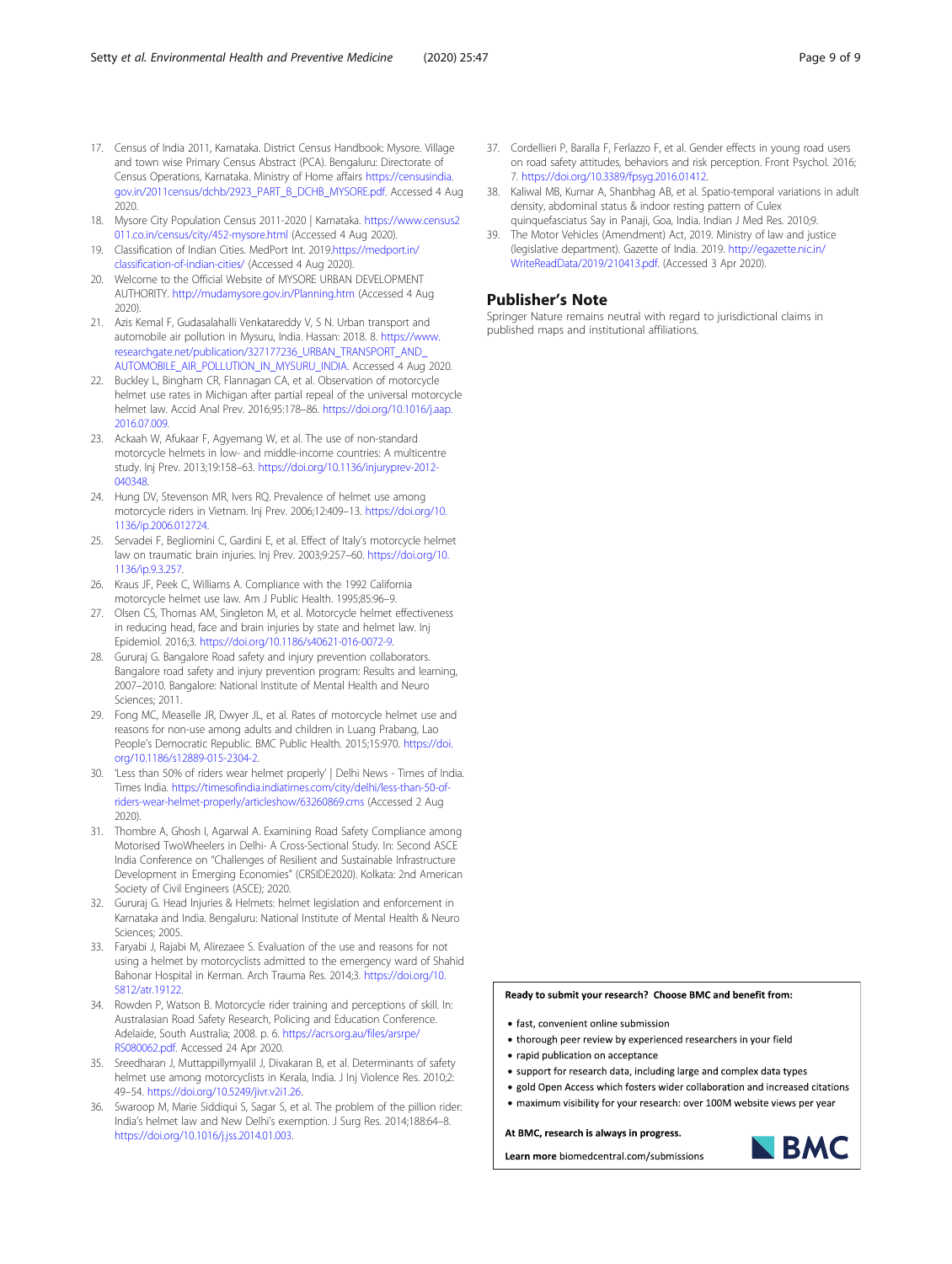17. Census of India 2011, Karnataka. District Census Handbook: Mysore. Village and town wise Primary Census Abstract (PCA). Bengaluru: Directorate of Census Operations, Karnataka. Ministry of Home affairs https://censusindia.gov.in/2011census/dchb/2923_PART_B_DCHB_MYSORE.pdf. Accessed 4 Aug 2020.
18. Mysore City Population Census 2011-2020 | Karnataka. https://www.census2011.co.in/census/city/452-mysore.html (Accessed 4 Aug 2020).
19. Classification of Indian Cities. MedPort Int. 2019.https://medport.in/classification-of-indian-cities/ (Accessed 4 Aug 2020).
20. Welcome to the Official Website of MYSORE URBAN DEVELOPMENT AUTHORITY. http://mudamysore.gov.in/Planning.htm (Accessed 4 Aug 2020).
21. Azis Kemal F, Gudasalahalli Venkatareddy V, S N. Urban transport and automobile air pollution in Mysuru, India. Hassan: 2018. 8. https://www.researchgate.net/publication/327177236_URBAN_TRANSPORT_AND_AUTOMOBILE_AIR_POLLUTION_IN_MYSURU_INDIA. Accessed 4 Aug 2020.
22. Buckley L, Bingham CR, Flannagan CA, et al. Observation of motorcycle helmet use rates in Michigan after partial repeal of the universal motorcycle helmet law. Accid Anal Prev. 2016;95:178–86. https://doi.org/10.1016/j.aap.2016.07.009.
23. Ackaah W, Afukaar F, Agyemang W, et al. The use of non-standard motorcycle helmets in low- and middle-income countries: A multicentre study. Inj Prev. 2013;19:158–63. https://doi.org/10.1136/injuryprev-2012-040348.
24. Hung DV, Stevenson MR, Ivers RQ. Prevalence of helmet use among motorcycle riders in Vietnam. Inj Prev. 2006;12:409–13. https://doi.org/10.1136/ip.2006.012724.
25. Servadei F, Begliomini C, Gardini E, et al. Effect of Italy's motorcycle helmet law on traumatic brain injuries. Inj Prev. 2003;9:257–60. https://doi.org/10.1136/ip.9.3.257.
26. Kraus JF, Peek C, Williams A. Compliance with the 1992 California motorcycle helmet use law. Am J Public Health. 1995;85:96–9.
27. Olsen CS, Thomas AM, Singleton M, et al. Motorcycle helmet effectiveness in reducing head, face and brain injuries by state and helmet law. Inj Epidemiol. 2016;3. https://doi.org/10.1186/s40621-016-0072-9.
28. Gururaj G. Bangalore Road safety and injury prevention collaborators. Bangalore road safety and injury prevention program: Results and learning, 2007–2010. Bangalore: National Institute of Mental Health and Neuro Sciences; 2011.
29. Fong MC, Measelle JR, Dwyer JL, et al. Rates of motorcycle helmet use and reasons for non-use among adults and children in Luang Prabang, Lao People's Democratic Republic. BMC Public Health. 2015;15:970. https://doi.org/10.1186/s12889-015-2304-2.
30. 'Less than 50% of riders wear helmet properly' | Delhi News - Times of India. Times India. https://timesofindia.indiatimes.com/city/delhi/less-than-50-of-riders-wear-helmet-properly/articleshow/63260869.cms (Accessed 2 Aug 2020).
31. Thombre A, Ghosh I, Agarwal A. Examining Road Safety Compliance among Motorised TwoWheelers in Delhi- A Cross-Sectional Study. In: Second ASCE India Conference on "Challenges of Resilient and Sustainable Infrastructure Development in Emerging Economies" (CRSIDE2020). Kolkata: 2nd American Society of Civil Engineers (ASCE); 2020.
32. Gururaj G. Head Injuries & Helmets: helmet legislation and enforcement in Karnataka and India. Bengaluru: National Institute of Mental Health & Neuro Sciences; 2005.
33. Faryabi J, Rajabi M, Alirezaee S. Evaluation of the use and reasons for not using a helmet by motorcyclists admitted to the emergency ward of Shahid Bahonar Hospital in Kerman. Arch Trauma Res. 2014;3. https://doi.org/10.5812/atr.19122.
34. Rowden P, Watson B. Motorcycle rider training and perceptions of skill. In: Australasian Road Safety Research, Policing and Education Conference. Adelaide, South Australia; 2008. p. 6. https://acrs.org.au/files/arsrpe/RS080062.pdf. Accessed 24 Apr 2020.
35. Sreedharan J, Muttappillymyalil J, Divakaran B, et al. Determinants of safety helmet use among motorcyclists in Kerala, India. J Inj Violence Res. 2010;2:49–54. https://doi.org/10.5249/jivr.v2i1.26.
36. Swaroop M, Marie Siddiqui S, Sagar S, et al. The problem of the pillion rider: India's helmet law and New Delhi's exemption. J Surg Res. 2014;188:64–8. https://doi.org/10.1016/j.jss.2014.01.003.
37. Cordellieri P, Baralla F, Ferlazzo F, et al. Gender effects in young road users on road safety attitudes, behaviors and risk perception. Front Psychol. 2016;7. https://doi.org/10.3389/fpsyg.2016.01412.
38. Kaliwal MB, Kumar A, Shanbhag AB, et al. Spatio-temporal variations in adult density, abdominal status & indoor resting pattern of Culex quinquefasciatus Say in Panaji, Goa, India. Indian J Med Res. 2010;9.
39. The Motor Vehicles (Amendment) Act, 2019. Ministry of law and justice (legislative department). Gazette of India. 2019. http://egazette.nic.in/WriteReadData/2019/210413.pdf. (Accessed 3 Apr 2020).

## Publisher's Note

Springer Nature remains neutral with regard to jurisdictional claims in published maps and institutional affiliations.

**Ready to submit your research? Choose BMC and benefit from:**

- fast, convenient online submission
- thorough peer review by experienced researchers in your field
- rapid publication on acceptance
- support for research data, including large and complex data types
- gold Open Access which fosters wider collaboration and increased citations
- maximum visibility for your research: over 100M website views per year

**At BMC, research is always in progress.**

**Learn more** biomedcentral.com/submissions